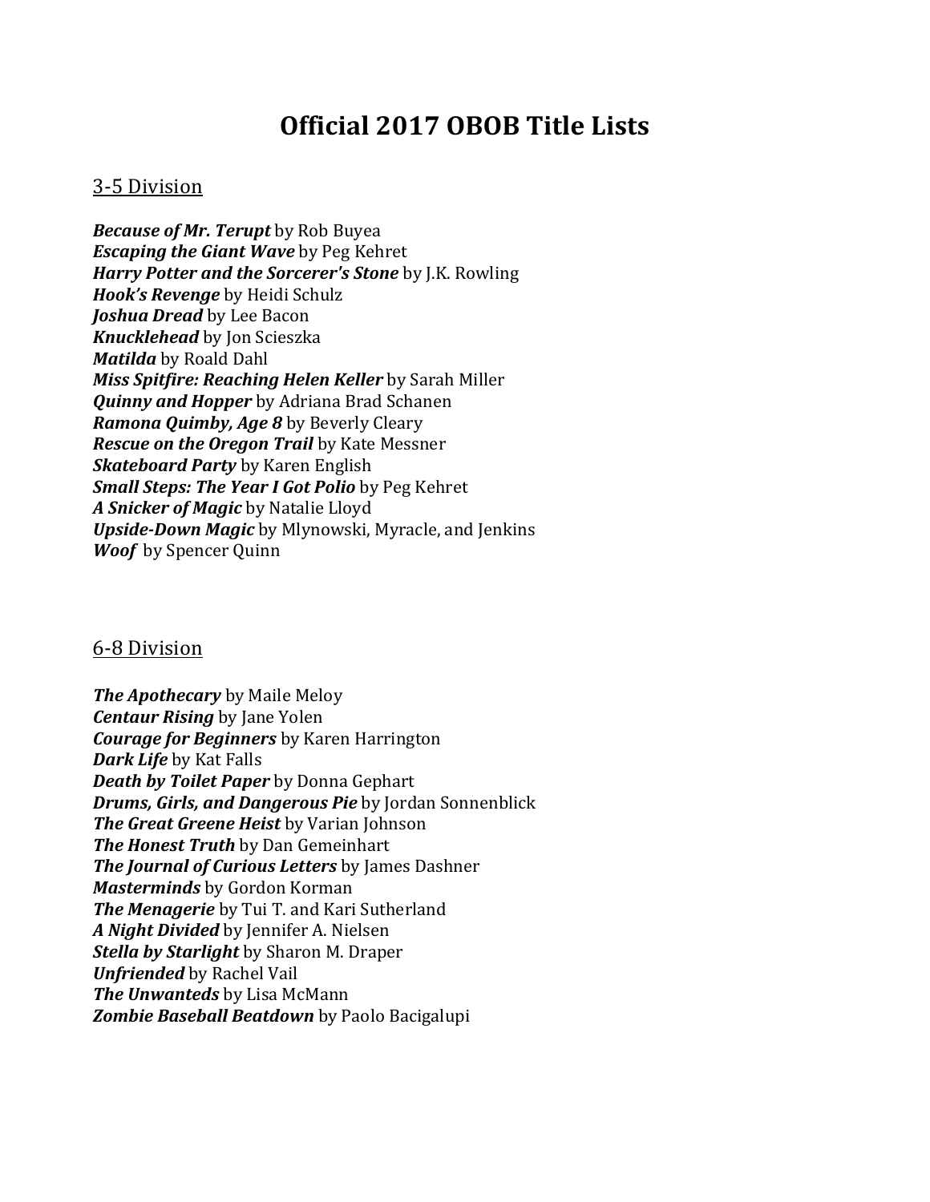# Official 2017 OBOB Title Lists

## 3-5 Division

***Because of Mr. Terupt*** by Rob Buyea
***Escaping the Giant Wave*** by Peg Kehret
***Harry Potter and the Sorcerer's Stone*** by J.K. Rowling
***Hook's Revenge*** by Heidi Schulz
***Joshua Dread*** by Lee Bacon
***Knucklehead*** by Jon Scieszka
***Matilda*** by Roald Dahl
***Miss Spitfire: Reaching Helen Keller*** by Sarah Miller
***Quinny and Hopper*** by Adriana Brad Schanen
***Ramona Quimby, Age 8*** by Beverly Cleary
***Rescue on the Oregon Trail*** by Kate Messner
***Skateboard Party*** by Karen English
***Small Steps: The Year I Got Polio*** by Peg Kehret
***A Snicker of Magic*** by Natalie Lloyd
***Upside-Down Magic*** by Mlynowski, Myracle, and Jenkins
***Woof*** by Spencer Quinn

## 6-8 Division

***The Apothecary*** by Maile Meloy
***Centaur Rising*** by Jane Yolen
***Courage for Beginners*** by Karen Harrington
***Dark Life*** by Kat Falls
***Death by Toilet Paper*** by Donna Gephart
***Drums, Girls, and Dangerous Pie*** by Jordan Sonnenblick
***The Great Greene Heist*** by Varian Johnson
***The Honest Truth*** by Dan Gemeinhart
***The Journal of Curious Letters*** by James Dashner
***Masterminds*** by Gordon Korman
***The Menagerie*** by Tui T. and Kari Sutherland
***A Night Divided*** by Jennifer A. Nielsen
***Stella by Starlight*** by Sharon M. Draper
***Unfriended*** by Rachel Vail
***The Unwanteds*** by Lisa McMann
***Zombie Baseball Beatdown*** by Paolo Bacigalupi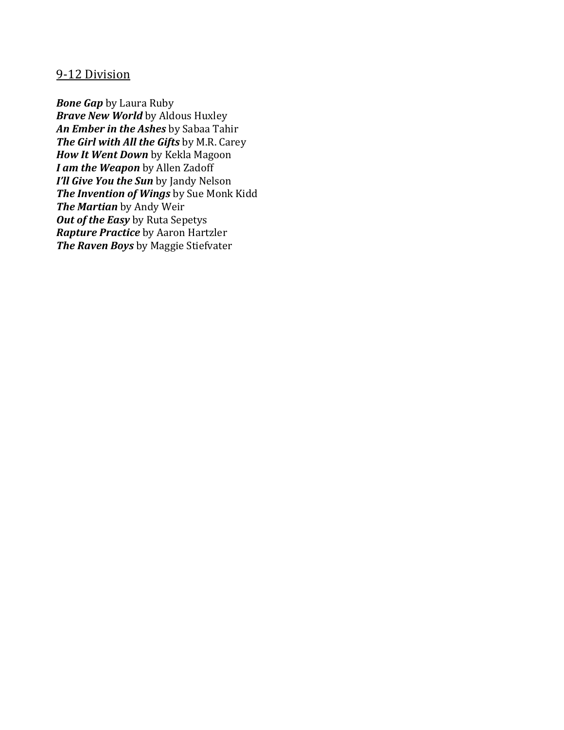## 9-12 Division

***Bone Gap*** by Laura Ruby
***Brave New World*** by Aldous Huxley
***An Ember in the Ashes*** by Sabaa Tahir
***The Girl with All the Gifts*** by M.R. Carey
***How It Went Down*** by Kekla Magoon
***I am the Weapon*** by Allen Zadoff
***I'll Give You the Sun*** by Jandy Nelson
***The Invention of Wings*** by Sue Monk Kidd
***The Martian*** by Andy Weir
***Out of the Easy*** by Ruta Sepetys
***Rapture Practice*** by Aaron Hartzler
***The Raven Boys*** by Maggie Stiefvater